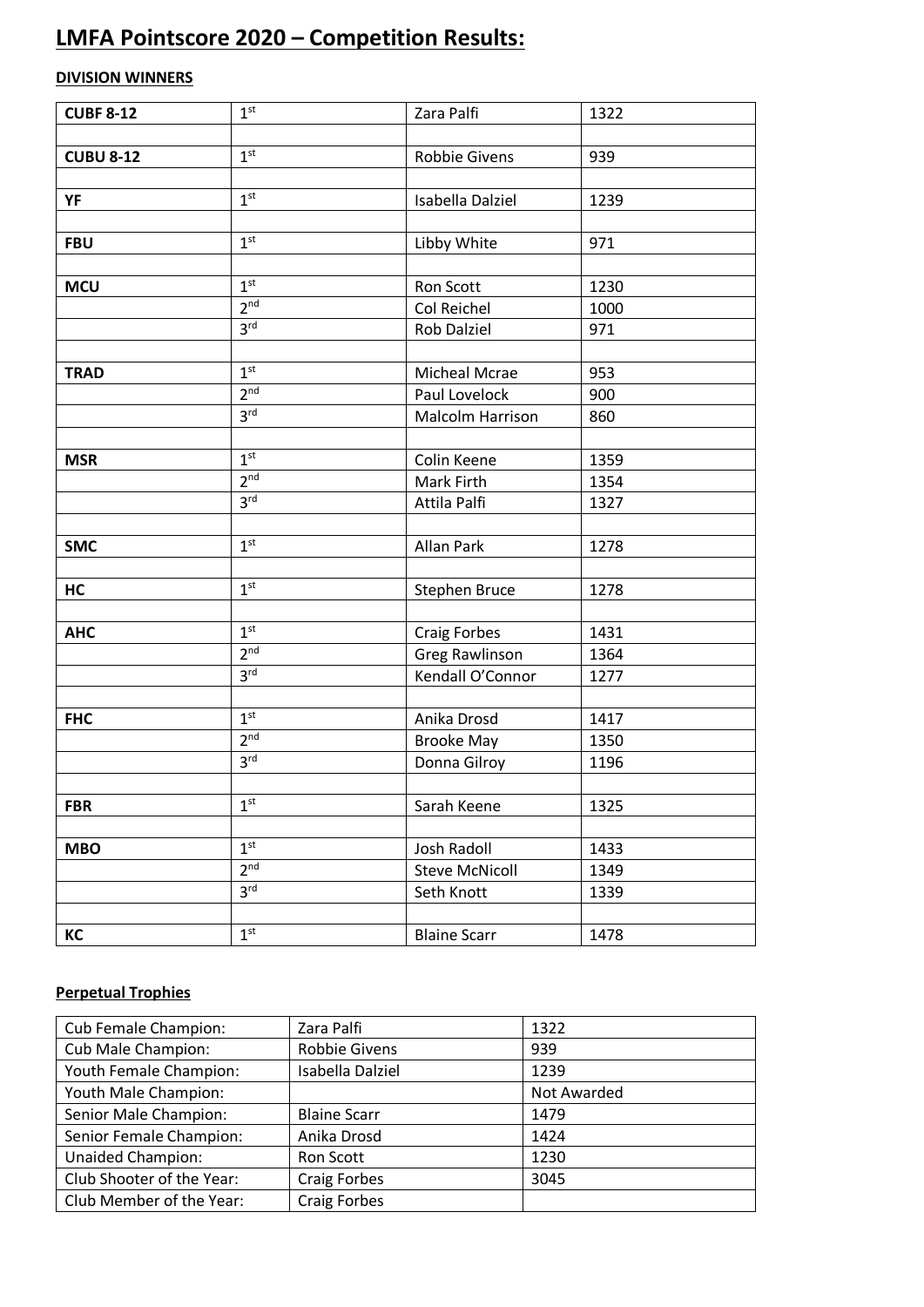# LMFA Pointscore 2020 – Competition Results:

**DIVISION WINNERS**

| | | | |
|---|---|---|---|
| **CUBF 8-12** | 1st | Zara Palfi | 1322 |
| | | | |
| **CUBU 8-12** | 1st | Robbie Givens | 939 |
| | | | |
| **YF** | 1st | Isabella Dalziel | 1239 |
| | | | |
| **FBU** | 1st | Libby White | 971 |
| | | | |
| **MCU** | 1st | Ron Scott | 1230 |
| | 2nd | Col Reichel | 1000 |
| | 3rd | Rob Dalziel | 971 |
| | | | |
| **TRAD** | 1st | Micheal Mcrae | 953 |
| | 2nd | Paul Lovelock | 900 |
| | 3rd | Malcolm Harrison | 860 |
| | | | |
| **MSR** | 1st | Colin Keene | 1359 |
| | 2nd | Mark Firth | 1354 |
| | 3rd | Attila Palfi | 1327 |
| | | | |
| **SMC** | 1st | Allan Park | 1278 |
| | | | |
| **HC** | 1st | Stephen Bruce | 1278 |
| | | | |
| **AHC** | 1st | Craig Forbes | 1431 |
| | 2nd | Greg Rawlinson | 1364 |
| | 3rd | Kendall O'Connor | 1277 |
| | | | |
| **FHC** | 1st | Anika Drosd | 1417 |
| | 2nd | Brooke May | 1350 |
| | 3rd | Donna Gilroy | 1196 |
| | | | |
| **FBR** | 1st | Sarah Keene | 1325 |
| | | | |
| **MBO** | 1st | Josh Radoll | 1433 |
| | 2nd | Steve McNicoll | 1349 |
| | 3rd | Seth Knott | 1339 |
| | | | |
| **KC** | 1st | Blaine Scarr | 1478 |

**Perpetual Trophies**

| | | |
|---|---|---|
| Cub Female Champion: | Zara Palfi | 1322 |
| Cub Male Champion: | Robbie Givens | 939 |
| Youth Female Champion: | Isabella Dalziel | 1239 |
| Youth Male Champion: | | Not Awarded |
| Senior Male Champion: | Blaine Scarr | 1479 |
| Senior Female Champion: | Anika Drosd | 1424 |
| Unaided Champion: | Ron Scott | 1230 |
| Club Shooter of the Year: | Craig Forbes | 3045 |
| Club Member of the Year: | Craig Forbes | |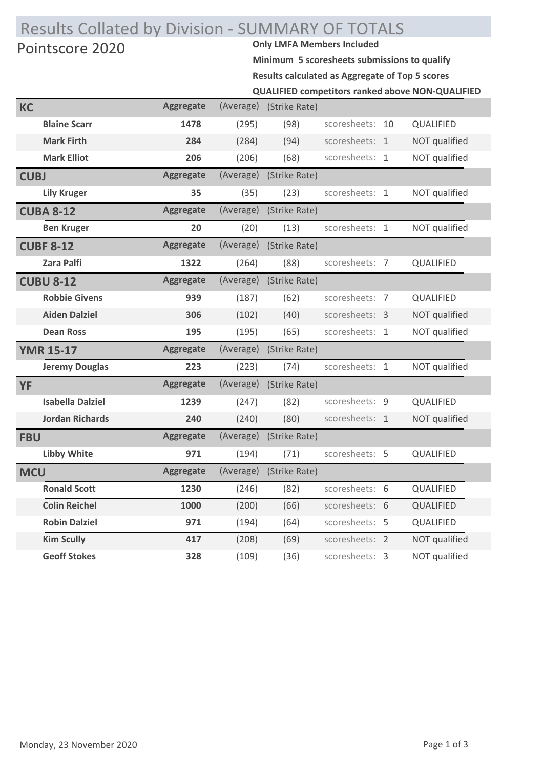# Results Collated by Division - SUMMARY OF TOTALS

## Pointscore 2020

**Only LMFA Members Included**

**Minimum 5 scoresheets submissions to qualify**

**Results calculated as Aggregate of Top 5 scores**

**QUALIFIED competitors ranked above NON-QUALIFIED**

| **KC** | **Aggregate** | (Average) | (Strike Rate) | | |
|---|---|---|---|---|---|
| **Blaine Scarr** | **1478** | (295) | (98) | scoresheets: 10 | QUALIFIED |
| **Mark Firth** | **284** | (284) | (94) | scoresheets: 1 | NOT qualified |
| **Mark Elliot** | **206** | (206) | (68) | scoresheets: 1 | NOT qualified |
| **CUBJ** | **Aggregate** | (Average) | (Strike Rate) | | |
| **Lily Kruger** | **35** | (35) | (23) | scoresheets: 1 | NOT qualified |
| **CUBA 8-12** | **Aggregate** | (Average) | (Strike Rate) | | |
| **Ben Kruger** | **20** | (20) | (13) | scoresheets: 1 | NOT qualified |
| **CUBF 8-12** | **Aggregate** | (Average) | (Strike Rate) | | |
| **Zara Palfi** | **1322** | (264) | (88) | scoresheets: 7 | QUALIFIED |
| **CUBU 8-12** | **Aggregate** | (Average) | (Strike Rate) | | |
| **Robbie Givens** | **939** | (187) | (62) | scoresheets: 7 | QUALIFIED |
| **Aiden Dalziel** | **306** | (102) | (40) | scoresheets: 3 | NOT qualified |
| **Dean Ross** | **195** | (195) | (65) | scoresheets: 1 | NOT qualified |
| **YMR 15-17** | **Aggregate** | (Average) | (Strike Rate) | | |
| **Jeremy Douglas** | **223** | (223) | (74) | scoresheets: 1 | NOT qualified |
| **YF** | **Aggregate** | (Average) | (Strike Rate) | | |
| **Isabella Dalziel** | **1239** | (247) | (82) | scoresheets: 9 | QUALIFIED |
| **Jordan Richards** | **240** | (240) | (80) | scoresheets: 1 | NOT qualified |
| **FBU** | **Aggregate** | (Average) | (Strike Rate) | | |
| **Libby White** | **971** | (194) | (71) | scoresheets: 5 | QUALIFIED |
| **MCU** | **Aggregate** | (Average) | (Strike Rate) | | |
| **Ronald Scott** | **1230** | (246) | (82) | scoresheets: 6 | QUALIFIED |
| **Colin Reichel** | **1000** | (200) | (66) | scoresheets: 6 | QUALIFIED |
| **Robin Dalziel** | **971** | (194) | (64) | scoresheets: 5 | QUALIFIED |
| **Kim Scully** | **417** | (208) | (69) | scoresheets: 2 | NOT qualified |
| **Geoff Stokes** | **328** | (109) | (36) | scoresheets: 3 | NOT qualified |

Monday, 23 November 2020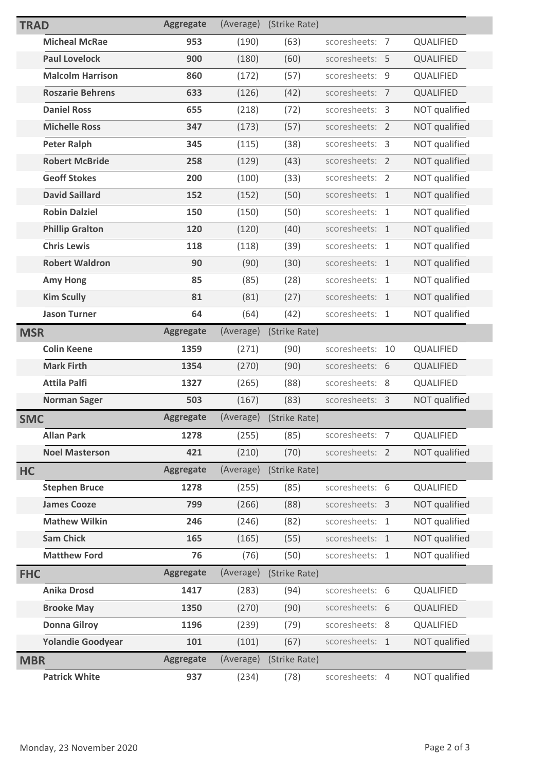| TRAD | Aggregate | (Average) | (Strike Rate) | | |
|---|---|---|---|---|---|
| **Micheal McRae** | **953** | (190) | (63) | scoresheets: 7 | QUALIFIED |
| **Paul Lovelock** | **900** | (180) | (60) | scoresheets: 5 | QUALIFIED |
| **Malcolm Harrison** | **860** | (172) | (57) | scoresheets: 9 | QUALIFIED |
| **Roszarie Behrens** | **633** | (126) | (42) | scoresheets: 7 | QUALIFIED |
| **Daniel Ross** | **655** | (218) | (72) | scoresheets: 3 | NOT qualified |
| **Michelle Ross** | **347** | (173) | (57) | scoresheets: 2 | NOT qualified |
| **Peter Ralph** | **345** | (115) | (38) | scoresheets: 3 | NOT qualified |
| **Robert McBride** | **258** | (129) | (43) | scoresheets: 2 | NOT qualified |
| **Geoff Stokes** | **200** | (100) | (33) | scoresheets: 2 | NOT qualified |
| **David Saillard** | **152** | (152) | (50) | scoresheets: 1 | NOT qualified |
| **Robin Dalziel** | **150** | (150) | (50) | scoresheets: 1 | NOT qualified |
| **Phillip Gralton** | **120** | (120) | (40) | scoresheets: 1 | NOT qualified |
| **Chris Lewis** | **118** | (118) | (39) | scoresheets: 1 | NOT qualified |
| **Robert Waldron** | **90** | (90) | (30) | scoresheets: 1 | NOT qualified |
| **Amy Hong** | **85** | (85) | (28) | scoresheets: 1 | NOT qualified |
| **Kim Scully** | **81** | (81) | (27) | scoresheets: 1 | NOT qualified |
| **Jason Turner** | **64** | (64) | (42) | scoresheets: 1 | NOT qualified |

| MSR | Aggregate | (Average) | (Strike Rate) | | |
|---|---|---|---|---|---|
| **Colin Keene** | **1359** | (271) | (90) | scoresheets: 10 | QUALIFIED |
| **Mark Firth** | **1354** | (270) | (90) | scoresheets: 6 | QUALIFIED |
| **Attila Palfi** | **1327** | (265) | (88) | scoresheets: 8 | QUALIFIED |
| **Norman Sager** | **503** | (167) | (83) | scoresheets: 3 | NOT qualified |

| SMC | Aggregate | (Average) | (Strike Rate) | | |
|---|---|---|---|---|---|
| **Allan Park** | **1278** | (255) | (85) | scoresheets: 7 | QUALIFIED |
| **Noel Masterson** | **421** | (210) | (70) | scoresheets: 2 | NOT qualified |

| HC | Aggregate | (Average) | (Strike Rate) | | |
|---|---|---|---|---|---|
| **Stephen Bruce** | **1278** | (255) | (85) | scoresheets: 6 | QUALIFIED |
| **James Cooze** | **799** | (266) | (88) | scoresheets: 3 | NOT qualified |
| **Mathew Wilkin** | **246** | (246) | (82) | scoresheets: 1 | NOT qualified |
| **Sam Chick** | **165** | (165) | (55) | scoresheets: 1 | NOT qualified |
| **Matthew Ford** | **76** | (76) | (50) | scoresheets: 1 | NOT qualified |

| FHC | Aggregate | (Average) | (Strike Rate) | | |
|---|---|---|---|---|---|
| **Anika Drosd** | **1417** | (283) | (94) | scoresheets: 6 | QUALIFIED |
| **Brooke May** | **1350** | (270) | (90) | scoresheets: 6 | QUALIFIED |
| **Donna Gilroy** | **1196** | (239) | (79) | scoresheets: 8 | QUALIFIED |
| **Yolandie Goodyear** | **101** | (101) | (67) | scoresheets: 1 | NOT qualified |

| MBR | Aggregate | (Average) | (Strike Rate) | | |
|---|---|---|---|---|---|
| **Patrick White** | **937** | (234) | (78) | scoresheets: 4 | NOT qualified |

Monday, 23 November 2020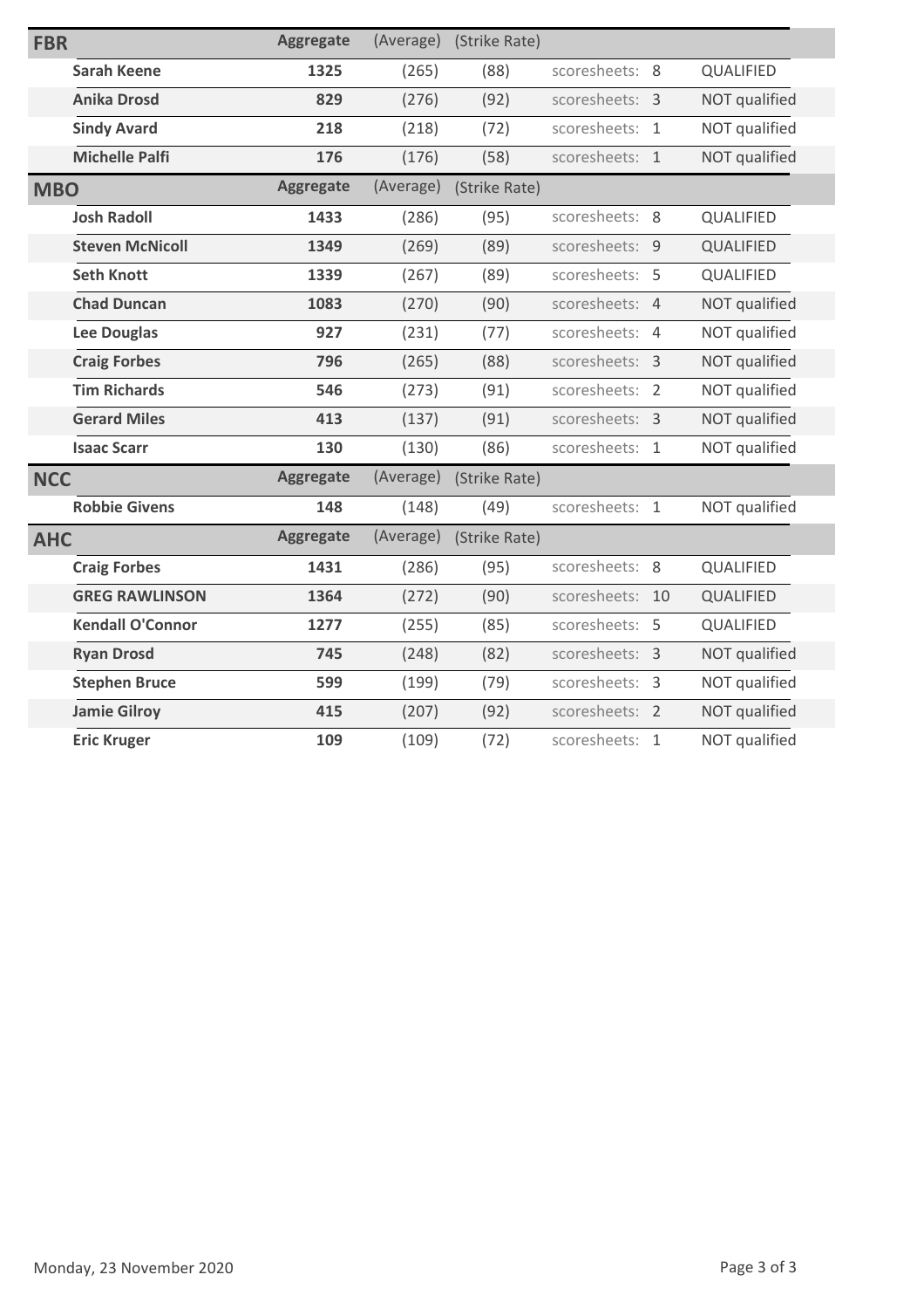## FBR

| | Aggregate | (Average) | (Strike Rate) | | |
|---|---|---|---|---|---|
| Sarah Keene | 1325 | (265) | (88) | scoresheets: 8 | QUALIFIED |
| Anika Drosd | 829 | (276) | (92) | scoresheets: 3 | NOT qualified |
| Sindy Avard | 218 | (218) | (72) | scoresheets: 1 | NOT qualified |
| Michelle Palfi | 176 | (176) | (58) | scoresheets: 1 | NOT qualified |

## MBO

| | Aggregate | (Average) | (Strike Rate) | | |
|---|---|---|---|---|---|
| Josh Radoll | 1433 | (286) | (95) | scoresheets: 8 | QUALIFIED |
| Steven McNicoll | 1349 | (269) | (89) | scoresheets: 9 | QUALIFIED |
| Seth Knott | 1339 | (267) | (89) | scoresheets: 5 | QUALIFIED |
| Chad Duncan | 1083 | (270) | (90) | scoresheets: 4 | NOT qualified |
| Lee Douglas | 927 | (231) | (77) | scoresheets: 4 | NOT qualified |
| Craig Forbes | 796 | (265) | (88) | scoresheets: 3 | NOT qualified |
| Tim Richards | 546 | (273) | (91) | scoresheets: 2 | NOT qualified |
| Gerard Miles | 413 | (137) | (91) | scoresheets: 3 | NOT qualified |
| Isaac Scarr | 130 | (130) | (86) | scoresheets: 1 | NOT qualified |

## NCC

| | Aggregate | (Average) | (Strike Rate) | | |
|---|---|---|---|---|---|
| Robbie Givens | 148 | (148) | (49) | scoresheets: 1 | NOT qualified |

## AHC

| | Aggregate | (Average) | (Strike Rate) | | |
|---|---|---|---|---|---|
| Craig Forbes | 1431 | (286) | (95) | scoresheets: 8 | QUALIFIED |
| GREG RAWLINSON | 1364 | (272) | (90) | scoresheets: 10 | QUALIFIED |
| Kendall O'Connor | 1277 | (255) | (85) | scoresheets: 5 | QUALIFIED |
| Ryan Drosd | 745 | (248) | (82) | scoresheets: 3 | NOT qualified |
| Stephen Bruce | 599 | (199) | (79) | scoresheets: 3 | NOT qualified |
| Jamie Gilroy | 415 | (207) | (92) | scoresheets: 2 | NOT qualified |
| Eric Kruger | 109 | (109) | (72) | scoresheets: 1 | NOT qualified |

Monday, 23 November 2020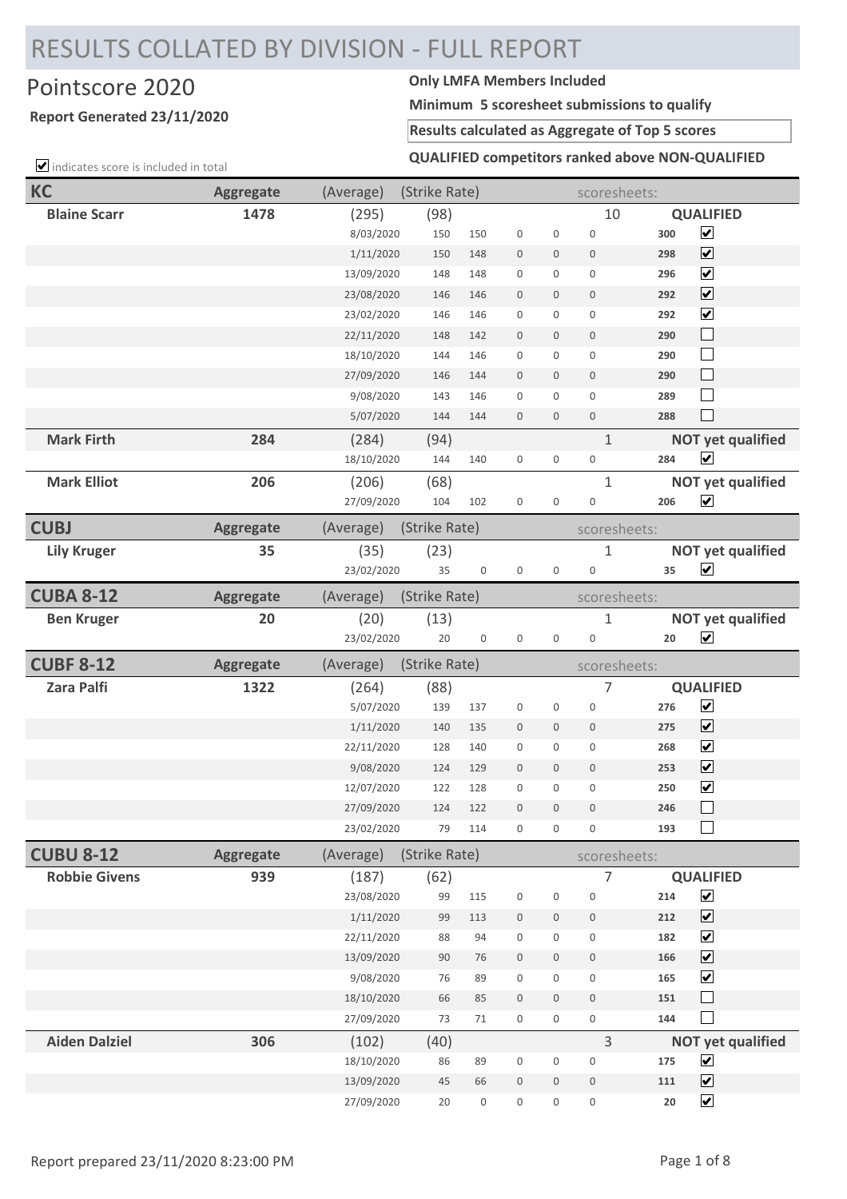# RESULTS COLLATED BY DIVISION - FULL REPORT

## Pointscore 2020

**Report Generated 23/11/2020**

**Only LMFA Members Included**

**Minimum 5 scoresheet submissions to qualify**

**Results calculated as Aggregate of Top 5 scores**

**QUALIFIED competitors ranked above NON-QUALIFIED**

☑ indicates score is included in total

| KC | Aggregate | (Average) | (Strike Rate) | | | | | scoresheets: | |
|---|---|---|---|---|---|---|---|---|---|
| **Blaine Scarr** | **1478** | (295) | (98) | | | | | 10 | **QUALIFIED** |
| | | 8/03/2020 | 150 | 150 | 0 | 0 | 0 | **300** | ☑ |
| | | 1/11/2020 | 150 | 148 | 0 | 0 | 0 | **298** | ☑ |
| | | 13/09/2020 | 148 | 148 | 0 | 0 | 0 | **296** | ☑ |
| | | 23/08/2020 | 146 | 146 | 0 | 0 | 0 | **292** | ☑ |
| | | 23/02/2020 | 146 | 146 | 0 | 0 | 0 | **292** | ☑ |
| | | 22/11/2020 | 148 | 142 | 0 | 0 | 0 | **290** | ☐ |
| | | 18/10/2020 | 144 | 146 | 0 | 0 | 0 | **290** | ☐ |
| | | 27/09/2020 | 146 | 144 | 0 | 0 | 0 | **290** | ☐ |
| | | 9/08/2020 | 143 | 146 | 0 | 0 | 0 | **289** | ☐ |
| | | 5/07/2020 | 144 | 144 | 0 | 0 | 0 | **288** | ☐ |
| **Mark Firth** | **284** | (284) | (94) | | | | | 1 | **NOT yet qualified** |
| | | 18/10/2020 | 144 | 140 | 0 | 0 | 0 | **284** | ☑ |
| **Mark Elliot** | **206** | (206) | (68) | | | | | 1 | **NOT yet qualified** |
| | | 27/09/2020 | 104 | 102 | 0 | 0 | 0 | **206** | ☑ |

| CUBJ | Aggregate | (Average) | (Strike Rate) | | | | | scoresheets: | |
|---|---|---|---|---|---|---|---|---|---|
| **Lily Kruger** | **35** | (35) | (23) | | | | | 1 | **NOT yet qualified** |
| | | 23/02/2020 | 35 | 0 | 0 | 0 | 0 | **35** | ☑ |

| CUBA 8-12 | Aggregate | (Average) | (Strike Rate) | | | | | scoresheets: | |
|---|---|---|---|---|---|---|---|---|---|
| **Ben Kruger** | **20** | (20) | (13) | | | | | 1 | **NOT yet qualified** |
| | | 23/02/2020 | 20 | 0 | 0 | 0 | 0 | **20** | ☑ |

| CUBF 8-12 | Aggregate | (Average) | (Strike Rate) | | | | | scoresheets: | |
|---|---|---|---|---|---|---|---|---|---|
| **Zara Palfi** | **1322** | (264) | (88) | | | | | 7 | **QUALIFIED** |
| | | 5/07/2020 | 139 | 137 | 0 | 0 | 0 | **276** | ☑ |
| | | 1/11/2020 | 140 | 135 | 0 | 0 | 0 | **275** | ☑ |
| | | 22/11/2020 | 128 | 140 | 0 | 0 | 0 | **268** | ☑ |
| | | 9/08/2020 | 124 | 129 | 0 | 0 | 0 | **253** | ☑ |
| | | 12/07/2020 | 122 | 128 | 0 | 0 | 0 | **250** | ☑ |
| | | 27/09/2020 | 124 | 122 | 0 | 0 | 0 | **246** | ☐ |
| | | 23/02/2020 | 79 | 114 | 0 | 0 | 0 | **193** | ☐ |

| CUBU 8-12 | Aggregate | (Average) | (Strike Rate) | | | | | scoresheets: | |
|---|---|---|---|---|---|---|---|---|---|
| **Robbie Givens** | **939** | (187) | (62) | | | | | 7 | **QUALIFIED** |
| | | 23/08/2020 | 99 | 115 | 0 | 0 | 0 | **214** | ☑ |
| | | 1/11/2020 | 99 | 113 | 0 | 0 | 0 | **212** | ☑ |
| | | 22/11/2020 | 88 | 94 | 0 | 0 | 0 | **182** | ☑ |
| | | 13/09/2020 | 90 | 76 | 0 | 0 | 0 | **166** | ☑ |
| | | 9/08/2020 | 76 | 89 | 0 | 0 | 0 | **165** | ☑ |
| | | 18/10/2020 | 66 | 85 | 0 | 0 | 0 | **151** | ☐ |
| | | 27/09/2020 | 73 | 71 | 0 | 0 | 0 | **144** | ☐ |
| **Aiden Dalziel** | **306** | (102) | (40) | | | | | 3 | **NOT yet qualified** |
| | | 18/10/2020 | 86 | 89 | 0 | 0 | 0 | **175** | ☑ |
| | | 13/09/2020 | 45 | 66 | 0 | 0 | 0 | **111** | ☑ |
| | | 27/09/2020 | 20 | 0 | 0 | 0 | 0 | **20** | ☑ |

Report prepared 23/11/2020 8:23:00 PM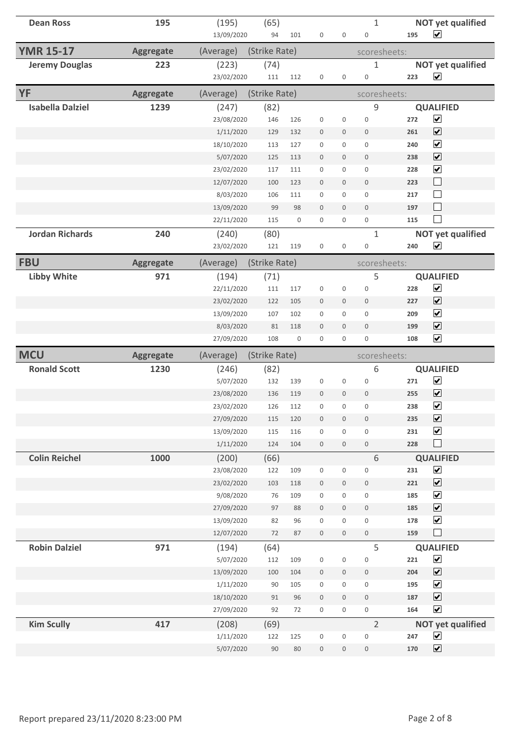| Name | Aggregate | (Average) | (Strike Rate) | | | | scoresheets: | | |
|---|---|---|---|---|---|---|---|---|---|
| **Dean Ross** | **195** | (195) | (65) | | | | 1 | | **NOT yet qualified** |
| | | 13/09/2020 | 94 | 101 | 0 | 0 | 0 | 195 | ☑ |

| **YMR 15-17** | **Aggregate** | (Average) | (Strike Rate) | | | | scoresheets: | | |
|---|---|---|---|---|---|---|---|---|---|
| **Jeremy Douglas** | **223** | (223) | (74) | | | | 1 | | **NOT yet qualified** |
| | | 23/02/2020 | 111 | 112 | 0 | 0 | 0 | 223 | ☑ |

| **YF** | **Aggregate** | (Average) | (Strike Rate) | | | | scoresheets: | | |
|---|---|---|---|---|---|---|---|---|---|
| **Isabella Dalziel** | **1239** | (247) | (82) | | | | 9 | | **QUALIFIED** |
| | | 23/08/2020 | 146 | 126 | 0 | 0 | 0 | 272 | ☑ |
| | | 1/11/2020 | 129 | 132 | 0 | 0 | 0 | 261 | ☑ |
| | | 18/10/2020 | 113 | 127 | 0 | 0 | 0 | 240 | ☑ |
| | | 5/07/2020 | 125 | 113 | 0 | 0 | 0 | 238 | ☑ |
| | | 23/02/2020 | 117 | 111 | 0 | 0 | 0 | 228 | ☑ |
| | | 12/07/2020 | 100 | 123 | 0 | 0 | 0 | 223 | ☐ |
| | | 8/03/2020 | 106 | 111 | 0 | 0 | 0 | 217 | ☐ |
| | | 13/09/2020 | 99 | 98 | 0 | 0 | 0 | 197 | ☐ |
| | | 22/11/2020 | 115 | 0 | 0 | 0 | 0 | 115 | ☐ |
| **Jordan Richards** | **240** | (240) | (80) | | | | 1 | | **NOT yet qualified** |
| | | 23/02/2020 | 121 | 119 | 0 | 0 | 0 | 240 | ☑ |

| **FBU** | **Aggregate** | (Average) | (Strike Rate) | | | | scoresheets: | | |
|---|---|---|---|---|---|---|---|---|---|
| **Libby White** | **971** | (194) | (71) | | | | 5 | | **QUALIFIED** |
| | | 22/11/2020 | 111 | 117 | 0 | 0 | 0 | 228 | ☑ |
| | | 23/02/2020 | 122 | 105 | 0 | 0 | 0 | 227 | ☑ |
| | | 13/09/2020 | 107 | 102 | 0 | 0 | 0 | 209 | ☑ |
| | | 8/03/2020 | 81 | 118 | 0 | 0 | 0 | 199 | ☑ |
| | | 27/09/2020 | 108 | 0 | 0 | 0 | 0 | 108 | ☑ |

| **MCU** | **Aggregate** | (Average) | (Strike Rate) | | | | scoresheets: | | |
|---|---|---|---|---|---|---|---|---|---|
| **Ronald Scott** | **1230** | (246) | (82) | | | | 6 | | **QUALIFIED** |
| | | 5/07/2020 | 132 | 139 | 0 | 0 | 0 | 271 | ☑ |
| | | 23/08/2020 | 136 | 119 | 0 | 0 | 0 | 255 | ☑ |
| | | 23/02/2020 | 126 | 112 | 0 | 0 | 0 | 238 | ☑ |
| | | 27/09/2020 | 115 | 120 | 0 | 0 | 0 | 235 | ☑ |
| | | 13/09/2020 | 115 | 116 | 0 | 0 | 0 | 231 | ☑ |
| | | 1/11/2020 | 124 | 104 | 0 | 0 | 0 | 228 | ☐ |
| **Colin Reichel** | **1000** | (200) | (66) | | | | 6 | | **QUALIFIED** |
| | | 23/08/2020 | 122 | 109 | 0 | 0 | 0 | 231 | ☑ |
| | | 23/02/2020 | 103 | 118 | 0 | 0 | 0 | 221 | ☑ |
| | | 9/08/2020 | 76 | 109 | 0 | 0 | 0 | 185 | ☑ |
| | | 27/09/2020 | 97 | 88 | 0 | 0 | 0 | 185 | ☑ |
| | | 13/09/2020 | 82 | 96 | 0 | 0 | 0 | 178 | ☑ |
| | | 12/07/2020 | 72 | 87 | 0 | 0 | 0 | 159 | ☐ |
| **Robin Dalziel** | **971** | (194) | (64) | | | | 5 | | **QUALIFIED** |
| | | 5/07/2020 | 112 | 109 | 0 | 0 | 0 | 221 | ☑ |
| | | 13/09/2020 | 100 | 104 | 0 | 0 | 0 | 204 | ☑ |
| | | 1/11/2020 | 90 | 105 | 0 | 0 | 0 | 195 | ☑ |
| | | 18/10/2020 | 91 | 96 | 0 | 0 | 0 | 187 | ☑ |
| | | 27/09/2020 | 92 | 72 | 0 | 0 | 0 | 164 | ☑ |
| **Kim Scully** | **417** | (208) | (69) | | | | 2 | | **NOT yet qualified** |
| | | 1/11/2020 | 122 | 125 | 0 | 0 | 0 | 247 | ☑ |
| | | 5/07/2020 | 90 | 80 | 0 | 0 | 0 | 170 | ☑ |

Report prepared 23/11/2020 8:23:00 PM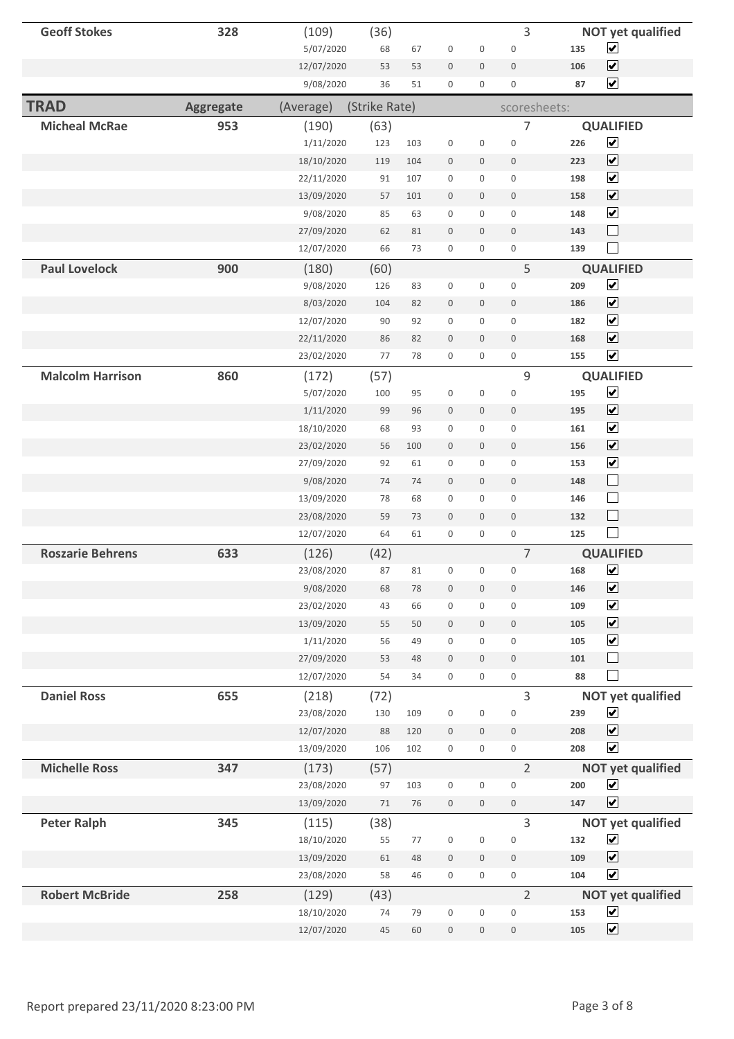| Name | Aggregate | (Average) | (Strike Rate) | | | | | scoresheets: | | |
|---|---|---|---|---|---|---|---|---|---|---|
| **Geoff Stokes** | **328** | (109) | (36) | | | | 3 | | **NOT yet qualified** |
| | | 5/07/2020 | 68 | 67 | 0 | 0 | 0 | **135** | ☑ |
| | | 12/07/2020 | 53 | 53 | 0 | 0 | 0 | **106** | ☑ |
| | | 9/08/2020 | 36 | 51 | 0 | 0 | 0 | **87** | ☑ |

## TRAD

| Name | Aggregate | (Average) | (Strike Rate) | | | | | scoresheets: | | |
|---|---|---|---|---|---|---|---|---|---|---|
| **Micheal McRae** | **953** | (190) | (63) | | | | 7 | | **QUALIFIED** |
| | | 1/11/2020 | 123 | 103 | 0 | 0 | 0 | **226** | ☑ |
| | | 18/10/2020 | 119 | 104 | 0 | 0 | 0 | **223** | ☑ |
| | | 22/11/2020 | 91 | 107 | 0 | 0 | 0 | **198** | ☑ |
| | | 13/09/2020 | 57 | 101 | 0 | 0 | 0 | **158** | ☑ |
| | | 9/08/2020 | 85 | 63 | 0 | 0 | 0 | **148** | ☑ |
| | | 27/09/2020 | 62 | 81 | 0 | 0 | 0 | **143** | ☐ |
| | | 12/07/2020 | 66 | 73 | 0 | 0 | 0 | **139** | ☐ |
| **Paul Lovelock** | **900** | (180) | (60) | | | | 5 | | **QUALIFIED** |
| | | 9/08/2020 | 126 | 83 | 0 | 0 | 0 | **209** | ☑ |
| | | 8/03/2020 | 104 | 82 | 0 | 0 | 0 | **186** | ☑ |
| | | 12/07/2020 | 90 | 92 | 0 | 0 | 0 | **182** | ☑ |
| | | 22/11/2020 | 86 | 82 | 0 | 0 | 0 | **168** | ☑ |
| | | 23/02/2020 | 77 | 78 | 0 | 0 | 0 | **155** | ☑ |
| **Malcolm Harrison** | **860** | (172) | (57) | | | | 9 | | **QUALIFIED** |
| | | 5/07/2020 | 100 | 95 | 0 | 0 | 0 | **195** | ☑ |
| | | 1/11/2020 | 99 | 96 | 0 | 0 | 0 | **195** | ☑ |
| | | 18/10/2020 | 68 | 93 | 0 | 0 | 0 | **161** | ☑ |
| | | 23/02/2020 | 56 | 100 | 0 | 0 | 0 | **156** | ☑ |
| | | 27/09/2020 | 92 | 61 | 0 | 0 | 0 | **153** | ☑ |
| | | 9/08/2020 | 74 | 74 | 0 | 0 | 0 | **148** | ☐ |
| | | 13/09/2020 | 78 | 68 | 0 | 0 | 0 | **146** | ☐ |
| | | 23/08/2020 | 59 | 73 | 0 | 0 | 0 | **132** | ☐ |
| | | 12/07/2020 | 64 | 61 | 0 | 0 | 0 | **125** | ☐ |
| **Roszarie Behrens** | **633** | (126) | (42) | | | | 7 | | **QUALIFIED** |
| | | 23/08/2020 | 87 | 81 | 0 | 0 | 0 | **168** | ☑ |
| | | 9/08/2020 | 68 | 78 | 0 | 0 | 0 | **146** | ☑ |
| | | 23/02/2020 | 43 | 66 | 0 | 0 | 0 | **109** | ☑ |
| | | 13/09/2020 | 55 | 50 | 0 | 0 | 0 | **105** | ☑ |
| | | 1/11/2020 | 56 | 49 | 0 | 0 | 0 | **105** | ☑ |
| | | 27/09/2020 | 53 | 48 | 0 | 0 | 0 | **101** | ☐ |
| | | 12/07/2020 | 54 | 34 | 0 | 0 | 0 | **88** | ☐ |
| **Daniel Ross** | **655** | (218) | (72) | | | | 3 | | **NOT yet qualified** |
| | | 23/08/2020 | 130 | 109 | 0 | 0 | 0 | **239** | ☑ |
| | | 12/07/2020 | 88 | 120 | 0 | 0 | 0 | **208** | ☑ |
| | | 13/09/2020 | 106 | 102 | 0 | 0 | 0 | **208** | ☑ |
| **Michelle Ross** | **347** | (173) | (57) | | | | 2 | | **NOT yet qualified** |
| | | 23/08/2020 | 97 | 103 | 0 | 0 | 0 | **200** | ☑ |
| | | 13/09/2020 | 71 | 76 | 0 | 0 | 0 | **147** | ☑ |
| **Peter Ralph** | **345** | (115) | (38) | | | | 3 | | **NOT yet qualified** |
| | | 18/10/2020 | 55 | 77 | 0 | 0 | 0 | **132** | ☑ |
| | | 13/09/2020 | 61 | 48 | 0 | 0 | 0 | **109** | ☑ |
| | | 23/08/2020 | 58 | 46 | 0 | 0 | 0 | **104** | ☑ |
| **Robert McBride** | **258** | (129) | (43) | | | | 2 | | **NOT yet qualified** |
| | | 18/10/2020 | 74 | 79 | 0 | 0 | 0 | **153** | ☑ |
| | | 12/07/2020 | 45 | 60 | 0 | 0 | 0 | **105** | ☑ |

Report prepared 23/11/2020 8:23:00 PM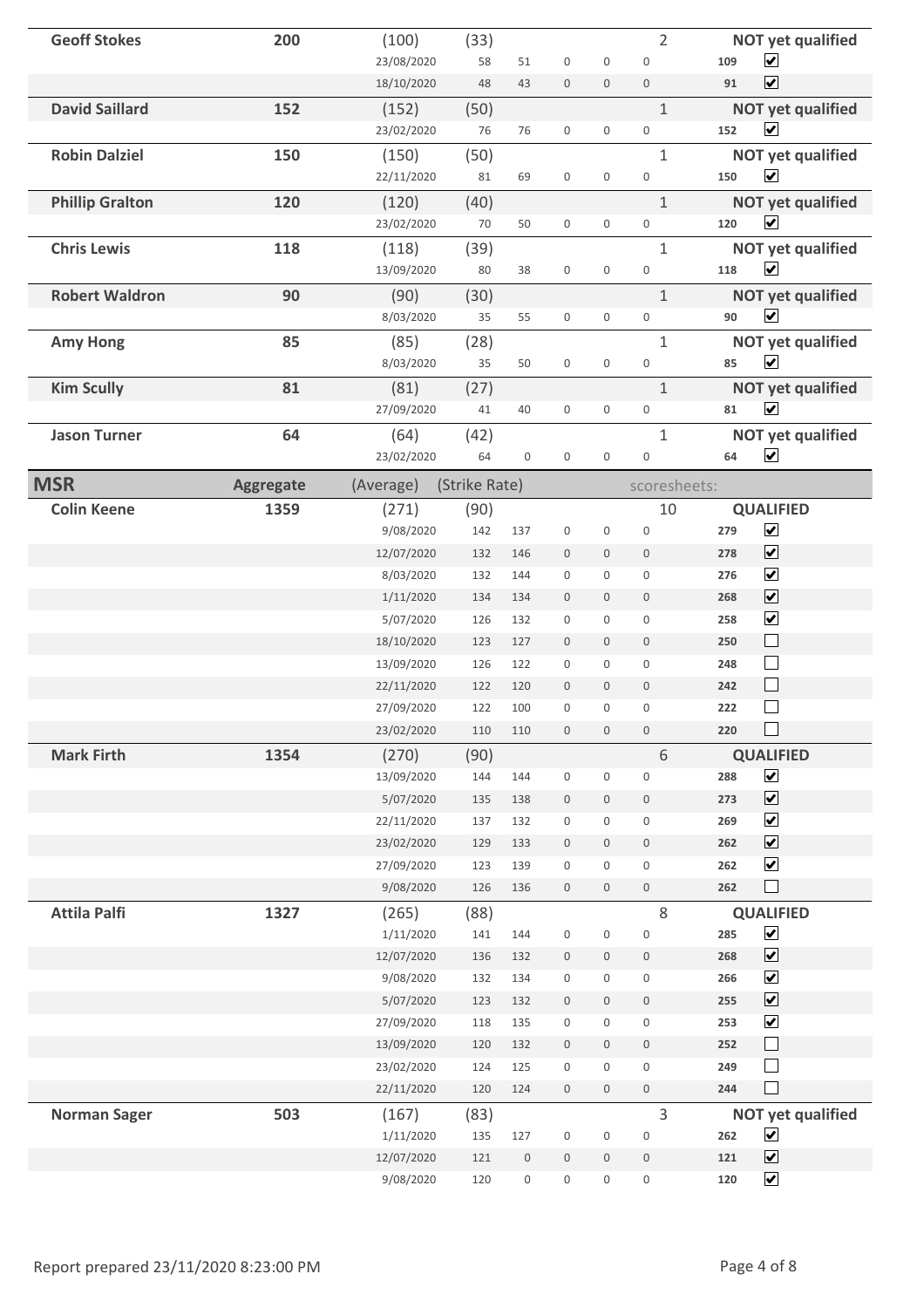| Name | Aggregate | (Average) | (Strike Rate) | | | | | scoresheets: | | Status |
|---|---|---|---|---|---|---|---|---|---|---|
| **Geoff Stokes** | **200** | (100) | (33) | | | | | 2 | | **NOT yet qualified** |
| | | 23/08/2020 | 58 | 51 | 0 | 0 | 0 | | **109** | ☑ |
| | | 18/10/2020 | 48 | 43 | 0 | 0 | 0 | | **91** | ☑ |
| **David Saillard** | **152** | (152) | (50) | | | | | 1 | | **NOT yet qualified** |
| | | 23/02/2020 | 76 | 76 | 0 | 0 | 0 | | **152** | ☑ |
| **Robin Dalziel** | **150** | (150) | (50) | | | | | 1 | | **NOT yet qualified** |
| | | 22/11/2020 | 81 | 69 | 0 | 0 | 0 | | **150** | ☑ |
| **Phillip Gralton** | **120** | (120) | (40) | | | | | 1 | | **NOT yet qualified** |
| | | 23/02/2020 | 70 | 50 | 0 | 0 | 0 | | **120** | ☑ |
| **Chris Lewis** | **118** | (118) | (39) | | | | | 1 | | **NOT yet qualified** |
| | | 13/09/2020 | 80 | 38 | 0 | 0 | 0 | | **118** | ☑ |
| **Robert Waldron** | **90** | (90) | (30) | | | | | 1 | | **NOT yet qualified** |
| | | 8/03/2020 | 35 | 55 | 0 | 0 | 0 | | **90** | ☑ |
| **Amy Hong** | **85** | (85) | (28) | | | | | 1 | | **NOT yet qualified** |
| | | 8/03/2020 | 35 | 50 | 0 | 0 | 0 | | **85** | ☑ |
| **Kim Scully** | **81** | (81) | (27) | | | | | 1 | | **NOT yet qualified** |
| | | 27/09/2020 | 41 | 40 | 0 | 0 | 0 | | **81** | ☑ |
| **Jason Turner** | **64** | (64) | (42) | | | | | 1 | | **NOT yet qualified** |
| | | 23/02/2020 | 64 | 0 | 0 | 0 | 0 | | **64** | ☑ |

| **MSR** | **Aggregate** | (Average) | (Strike Rate) | | | | | scoresheets: | | |
|---|---|---|---|---|---|---|---|---|---|---|
| **Colin Keene** | **1359** | (271) | (90) | | | | | 10 | | **QUALIFIED** |
| | | 9/08/2020 | 142 | 137 | 0 | 0 | 0 | | **279** | ☑ |
| | | 12/07/2020 | 132 | 146 | 0 | 0 | 0 | | **278** | ☑ |
| | | 8/03/2020 | 132 | 144 | 0 | 0 | 0 | | **276** | ☑ |
| | | 1/11/2020 | 134 | 134 | 0 | 0 | 0 | | **268** | ☑ |
| | | 5/07/2020 | 126 | 132 | 0 | 0 | 0 | | **258** | ☑ |
| | | 18/10/2020 | 123 | 127 | 0 | 0 | 0 | | **250** | ☐ |
| | | 13/09/2020 | 126 | 122 | 0 | 0 | 0 | | **248** | ☐ |
| | | 22/11/2020 | 122 | 120 | 0 | 0 | 0 | | **242** | ☐ |
| | | 27/09/2020 | 122 | 100 | 0 | 0 | 0 | | **222** | ☐ |
| | | 23/02/2020 | 110 | 110 | 0 | 0 | 0 | | **220** | ☐ |
| **Mark Firth** | **1354** | (270) | (90) | | | | | 6 | | **QUALIFIED** |
| | | 13/09/2020 | 144 | 144 | 0 | 0 | 0 | | **288** | ☑ |
| | | 5/07/2020 | 135 | 138 | 0 | 0 | 0 | | **273** | ☑ |
| | | 22/11/2020 | 137 | 132 | 0 | 0 | 0 | | **269** | ☑ |
| | | 23/02/2020 | 129 | 133 | 0 | 0 | 0 | | **262** | ☑ |
| | | 27/09/2020 | 123 | 139 | 0 | 0 | 0 | | **262** | ☑ |
| | | 9/08/2020 | 126 | 136 | 0 | 0 | 0 | | **262** | ☐ |
| **Attila Palfi** | **1327** | (265) | (88) | | | | | 8 | | **QUALIFIED** |
| | | 1/11/2020 | 141 | 144 | 0 | 0 | 0 | | **285** | ☑ |
| | | 12/07/2020 | 136 | 132 | 0 | 0 | 0 | | **268** | ☑ |
| | | 9/08/2020 | 132 | 134 | 0 | 0 | 0 | | **266** | ☑ |
| | | 5/07/2020 | 123 | 132 | 0 | 0 | 0 | | **255** | ☑ |
| | | 27/09/2020 | 118 | 135 | 0 | 0 | 0 | | **253** | ☑ |
| | | 13/09/2020 | 120 | 132 | 0 | 0 | 0 | | **252** | ☐ |
| | | 23/02/2020 | 124 | 125 | 0 | 0 | 0 | | **249** | ☐ |
| | | 22/11/2020 | 120 | 124 | 0 | 0 | 0 | | **244** | ☐ |
| **Norman Sager** | **503** | (167) | (83) | | | | | 3 | | **NOT yet qualified** |
| | | 1/11/2020 | 135 | 127 | 0 | 0 | 0 | | **262** | ☑ |
| | | 12/07/2020 | 121 | 0 | 0 | 0 | 0 | | **121** | ☑ |
| | | 9/08/2020 | 120 | 0 | 0 | 0 | 0 | | **120** | ☑ |

Report prepared 23/11/2020 8:23:00 PM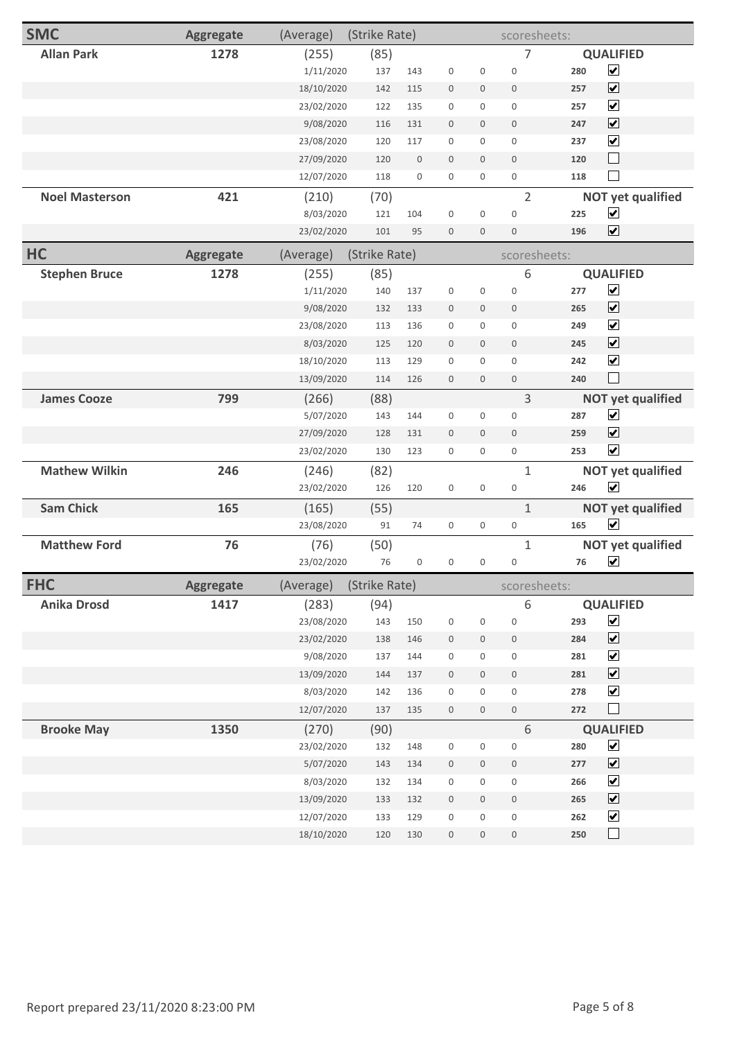## SMC

| Name | Aggregate | (Average) | (Strike Rate) | | | | | scoresheets: | | |
|---|---|---|---|---|---|---|---|---|---|---|
| **Allan Park** | **1278** | (255) | (85) | | | | | 7 | | **QUALIFIED** |
| | | 1/11/2020 | 137 | 143 | 0 | 0 | 0 | | **280** | ☑ |
| | | 18/10/2020 | 142 | 115 | 0 | 0 | 0 | | **257** | ☑ |
| | | 23/02/2020 | 122 | 135 | 0 | 0 | 0 | | **257** | ☑ |
| | | 9/08/2020 | 116 | 131 | 0 | 0 | 0 | | **247** | ☑ |
| | | 23/08/2020 | 120 | 117 | 0 | 0 | 0 | | **237** | ☑ |
| | | 27/09/2020 | 120 | 0 | 0 | 0 | 0 | | **120** | ☐ |
| | | 12/07/2020 | 118 | 0 | 0 | 0 | 0 | | **118** | ☐ |
| **Noel Masterson** | **421** | (210) | (70) | | | | | 2 | | **NOT yet qualified** |
| | | 8/03/2020 | 121 | 104 | 0 | 0 | 0 | | **225** | ☑ |
| | | 23/02/2020 | 101 | 95 | 0 | 0 | 0 | | **196** | ☑ |

## HC

| Name | Aggregate | (Average) | (Strike Rate) | | | | | scoresheets: | | |
|---|---|---|---|---|---|---|---|---|---|---|
| **Stephen Bruce** | **1278** | (255) | (85) | | | | | 6 | | **QUALIFIED** |
| | | 1/11/2020 | 140 | 137 | 0 | 0 | 0 | | **277** | ☑ |
| | | 9/08/2020 | 132 | 133 | 0 | 0 | 0 | | **265** | ☑ |
| | | 23/08/2020 | 113 | 136 | 0 | 0 | 0 | | **249** | ☑ |
| | | 8/03/2020 | 125 | 120 | 0 | 0 | 0 | | **245** | ☑ |
| | | 18/10/2020 | 113 | 129 | 0 | 0 | 0 | | **242** | ☑ |
| | | 13/09/2020 | 114 | 126 | 0 | 0 | 0 | | **240** | ☐ |
| **James Cooze** | **799** | (266) | (88) | | | | | 3 | | **NOT yet qualified** |
| | | 5/07/2020 | 143 | 144 | 0 | 0 | 0 | | **287** | ☑ |
| | | 27/09/2020 | 128 | 131 | 0 | 0 | 0 | | **259** | ☑ |
| | | 23/02/2020 | 130 | 123 | 0 | 0 | 0 | | **253** | ☑ |
| **Mathew Wilkin** | **246** | (246) | (82) | | | | | 1 | | **NOT yet qualified** |
| | | 23/02/2020 | 126 | 120 | 0 | 0 | 0 | | **246** | ☑ |
| **Sam Chick** | **165** | (165) | (55) | | | | | 1 | | **NOT yet qualified** |
| | | 23/08/2020 | 91 | 74 | 0 | 0 | 0 | | **165** | ☑ |
| **Matthew Ford** | **76** | (76) | (50) | | | | | 1 | | **NOT yet qualified** |
| | | 23/02/2020 | 76 | 0 | 0 | 0 | 0 | | **76** | ☑ |

## FHC

| Name | Aggregate | (Average) | (Strike Rate) | | | | | scoresheets: | | |
|---|---|---|---|---|---|---|---|---|---|---|
| **Anika Drosd** | **1417** | (283) | (94) | | | | | 6 | | **QUALIFIED** |
| | | 23/08/2020 | 143 | 150 | 0 | 0 | 0 | | **293** | ☑ |
| | | 23/02/2020 | 138 | 146 | 0 | 0 | 0 | | **284** | ☑ |
| | | 9/08/2020 | 137 | 144 | 0 | 0 | 0 | | **281** | ☑ |
| | | 13/09/2020 | 144 | 137 | 0 | 0 | 0 | | **281** | ☑ |
| | | 8/03/2020 | 142 | 136 | 0 | 0 | 0 | | **278** | ☑ |
| | | 12/07/2020 | 137 | 135 | 0 | 0 | 0 | | **272** | ☐ |
| **Brooke May** | **1350** | (270) | (90) | | | | | 6 | | **QUALIFIED** |
| | | 23/02/2020 | 132 | 148 | 0 | 0 | 0 | | **280** | ☑ |
| | | 5/07/2020 | 143 | 134 | 0 | 0 | 0 | | **277** | ☑ |
| | | 8/03/2020 | 132 | 134 | 0 | 0 | 0 | | **266** | ☑ |
| | | 13/09/2020 | 133 | 132 | 0 | 0 | 0 | | **265** | ☑ |
| | | 12/07/2020 | 133 | 129 | 0 | 0 | 0 | | **262** | ☑ |
| | | 18/10/2020 | 120 | 130 | 0 | 0 | 0 | | **250** | ☐ |

Report prepared 23/11/2020 8:23:00 PM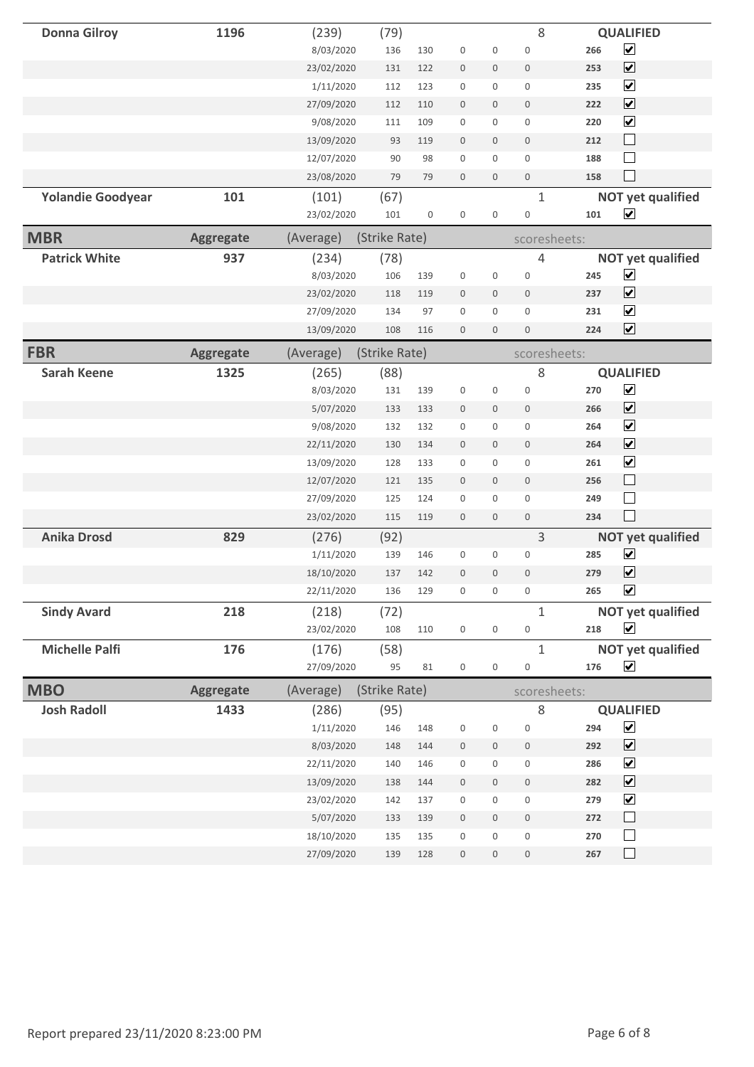| Name | Aggregate | (Average) | (Strike Rate) | | | | | scoresheets: | | |
|---|---|---|---|---|---|---|---|---|---|---|
| **Donna Gilroy** | **1196** | (239) | (79) | | | | 8 | | **QUALIFIED** | |
| | | 8/03/2020 | 136 | 130 | 0 | 0 | 0 | **266** | ☑ | |
| | | 23/02/2020 | 131 | 122 | 0 | 0 | 0 | **253** | ☑ | |
| | | 1/11/2020 | 112 | 123 | 0 | 0 | 0 | **235** | ☑ | |
| | | 27/09/2020 | 112 | 110 | 0 | 0 | 0 | **222** | ☑ | |
| | | 9/08/2020 | 111 | 109 | 0 | 0 | 0 | **220** | ☑ | |
| | | 13/09/2020 | 93 | 119 | 0 | 0 | 0 | **212** | ☐ | |
| | | 12/07/2020 | 90 | 98 | 0 | 0 | 0 | **188** | ☐ | |
| | | 23/08/2020 | 79 | 79 | 0 | 0 | 0 | **158** | ☐ | |
| **Yolandie Goodyear** | **101** | (101) | (67) | | | | 1 | | **NOT yet qualified** | |
| | | 23/02/2020 | 101 | 0 | 0 | 0 | 0 | **101** | ☑ | |

| **MBR** | **Aggregate** | (Average) | (Strike Rate) | | | | scoresheets: | | | |
|---|---|---|---|---|---|---|---|---|---|---|
| **Patrick White** | **937** | (234) | (78) | | | | 4 | | **NOT yet qualified** | |
| | | 8/03/2020 | 106 | 139 | 0 | 0 | 0 | **245** | ☑ | |
| | | 23/02/2020 | 118 | 119 | 0 | 0 | 0 | **237** | ☑ | |
| | | 27/09/2020 | 134 | 97 | 0 | 0 | 0 | **231** | ☑ | |
| | | 13/09/2020 | 108 | 116 | 0 | 0 | 0 | **224** | ☑ | |

| **FBR** | **Aggregate** | (Average) | (Strike Rate) | | | | scoresheets: | | | |
|---|---|---|---|---|---|---|---|---|---|---|
| **Sarah Keene** | **1325** | (265) | (88) | | | | 8 | | **QUALIFIED** | |
| | | 8/03/2020 | 131 | 139 | 0 | 0 | 0 | **270** | ☑ | |
| | | 5/07/2020 | 133 | 133 | 0 | 0 | 0 | **266** | ☑ | |
| | | 9/08/2020 | 132 | 132 | 0 | 0 | 0 | **264** | ☑ | |
| | | 22/11/2020 | 130 | 134 | 0 | 0 | 0 | **264** | ☑ | |
| | | 13/09/2020 | 128 | 133 | 0 | 0 | 0 | **261** | ☑ | |
| | | 12/07/2020 | 121 | 135 | 0 | 0 | 0 | **256** | ☐ | |
| | | 27/09/2020 | 125 | 124 | 0 | 0 | 0 | **249** | ☐ | |
| | | 23/02/2020 | 115 | 119 | 0 | 0 | 0 | **234** | ☐ | |
| **Anika Drosd** | **829** | (276) | (92) | | | | 3 | | **NOT yet qualified** | |
| | | 1/11/2020 | 139 | 146 | 0 | 0 | 0 | **285** | ☑ | |
| | | 18/10/2020 | 137 | 142 | 0 | 0 | 0 | **279** | ☑ | |
| | | 22/11/2020 | 136 | 129 | 0 | 0 | 0 | **265** | ☑ | |
| **Sindy Avard** | **218** | (218) | (72) | | | | 1 | | **NOT yet qualified** | |
| | | 23/02/2020 | 108 | 110 | 0 | 0 | 0 | **218** | ☑ | |
| **Michelle Palfi** | **176** | (176) | (58) | | | | 1 | | **NOT yet qualified** | |
| | | 27/09/2020 | 95 | 81 | 0 | 0 | 0 | **176** | ☑ | |

| **MBO** | **Aggregate** | (Average) | (Strike Rate) | | | | scoresheets: | | | |
|---|---|---|---|---|---|---|---|---|---|---|
| **Josh Radoll** | **1433** | (286) | (95) | | | | 8 | | **QUALIFIED** | |
| | | 1/11/2020 | 146 | 148 | 0 | 0 | 0 | **294** | ☑ | |
| | | 8/03/2020 | 148 | 144 | 0 | 0 | 0 | **292** | ☑ | |
| | | 22/11/2020 | 140 | 146 | 0 | 0 | 0 | **286** | ☑ | |
| | | 13/09/2020 | 138 | 144 | 0 | 0 | 0 | **282** | ☑ | |
| | | 23/02/2020 | 142 | 137 | 0 | 0 | 0 | **279** | ☑ | |
| | | 5/07/2020 | 133 | 139 | 0 | 0 | 0 | **272** | ☐ | |
| | | 18/10/2020 | 135 | 135 | 0 | 0 | 0 | **270** | ☐ | |
| | | 27/09/2020 | 139 | 128 | 0 | 0 | 0 | **267** | ☐ | |

Report prepared 23/11/2020 8:23:00 PM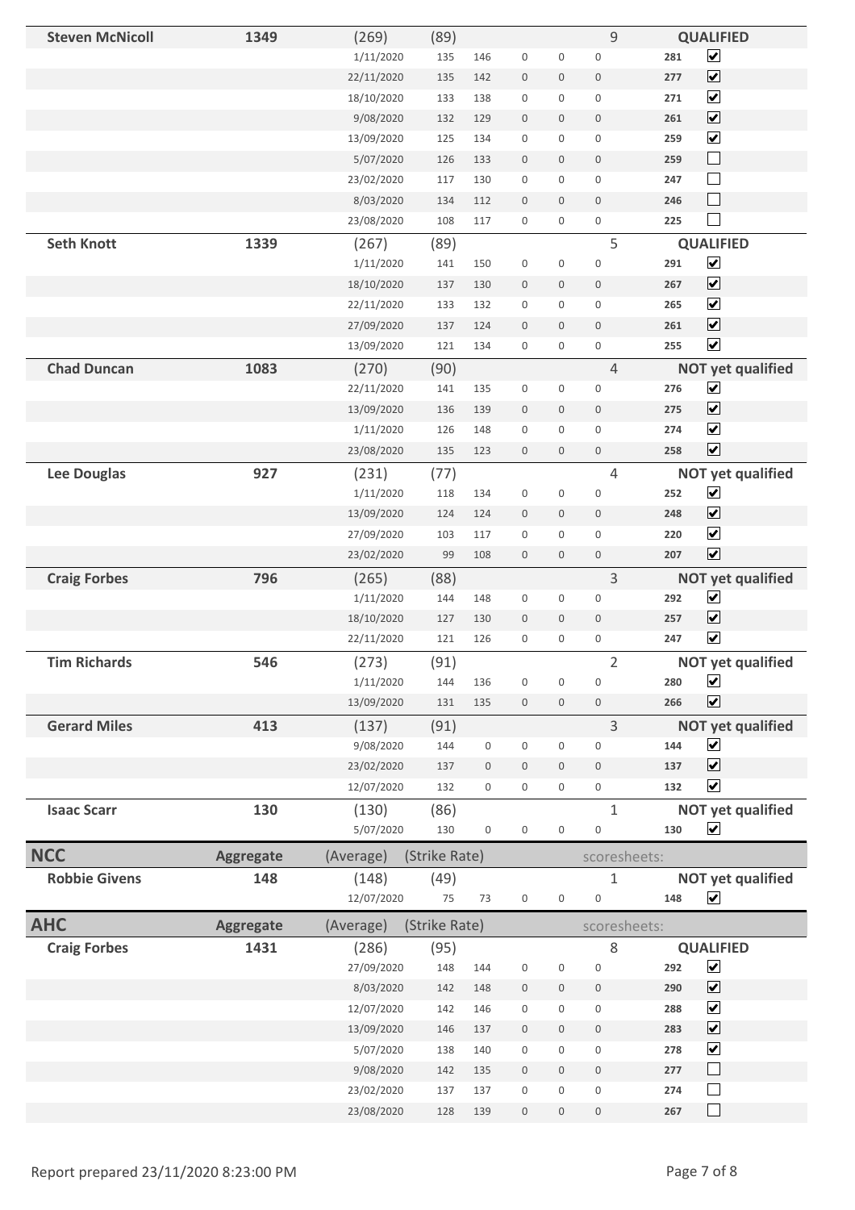| Name | Aggregate | (Average) | (Strike Rate) | | | | | scoresheets: | | |
|---|---|---|---|---|---|---|---|---|---|---|
| **Steven McNicoll** | **1349** | (269) | (89) | | | | | 9 | **QUALIFIED** | |
| | | 1/11/2020 | 135 | 146 | 0 | 0 | 0 | | **281** | ☑ |
| | | 22/11/2020 | 135 | 142 | 0 | 0 | 0 | | **277** | ☑ |
| | | 18/10/2020 | 133 | 138 | 0 | 0 | 0 | | **271** | ☑ |
| | | 9/08/2020 | 132 | 129 | 0 | 0 | 0 | | **261** | ☑ |
| | | 13/09/2020 | 125 | 134 | 0 | 0 | 0 | | **259** | ☑ |
| | | 5/07/2020 | 126 | 133 | 0 | 0 | 0 | | **259** | ☐ |
| | | 23/02/2020 | 117 | 130 | 0 | 0 | 0 | | **247** | ☐ |
| | | 8/03/2020 | 134 | 112 | 0 | 0 | 0 | | **246** | ☐ |
| | | 23/08/2020 | 108 | 117 | 0 | 0 | 0 | | **225** | ☐ |
| **Seth Knott** | **1339** | (267) | (89) | | | | | 5 | **QUALIFIED** | |
| | | 1/11/2020 | 141 | 150 | 0 | 0 | 0 | | **291** | ☑ |
| | | 18/10/2020 | 137 | 130 | 0 | 0 | 0 | | **267** | ☑ |
| | | 22/11/2020 | 133 | 132 | 0 | 0 | 0 | | **265** | ☑ |
| | | 27/09/2020 | 137 | 124 | 0 | 0 | 0 | | **261** | ☑ |
| | | 13/09/2020 | 121 | 134 | 0 | 0 | 0 | | **255** | ☑ |
| **Chad Duncan** | **1083** | (270) | (90) | | | | | 4 | **NOT yet qualified** | |
| | | 22/11/2020 | 141 | 135 | 0 | 0 | 0 | | **276** | ☑ |
| | | 13/09/2020 | 136 | 139 | 0 | 0 | 0 | | **275** | ☑ |
| | | 1/11/2020 | 126 | 148 | 0 | 0 | 0 | | **274** | ☑ |
| | | 23/08/2020 | 135 | 123 | 0 | 0 | 0 | | **258** | ☑ |
| **Lee Douglas** | **927** | (231) | (77) | | | | | 4 | **NOT yet qualified** | |
| | | 1/11/2020 | 118 | 134 | 0 | 0 | 0 | | **252** | ☑ |
| | | 13/09/2020 | 124 | 124 | 0 | 0 | 0 | | **248** | ☑ |
| | | 27/09/2020 | 103 | 117 | 0 | 0 | 0 | | **220** | ☑ |
| | | 23/02/2020 | 99 | 108 | 0 | 0 | 0 | | **207** | ☑ |
| **Craig Forbes** | **796** | (265) | (88) | | | | | 3 | **NOT yet qualified** | |
| | | 1/11/2020 | 144 | 148 | 0 | 0 | 0 | | **292** | ☑ |
| | | 18/10/2020 | 127 | 130 | 0 | 0 | 0 | | **257** | ☑ |
| | | 22/11/2020 | 121 | 126 | 0 | 0 | 0 | | **247** | ☑ |
| **Tim Richards** | **546** | (273) | (91) | | | | | 2 | **NOT yet qualified** | |
| | | 1/11/2020 | 144 | 136 | 0 | 0 | 0 | | **280** | ☑ |
| | | 13/09/2020 | 131 | 135 | 0 | 0 | 0 | | **266** | ☑ |
| **Gerard Miles** | **413** | (137) | (91) | | | | | 3 | **NOT yet qualified** | |
| | | 9/08/2020 | 144 | 0 | 0 | 0 | 0 | | **144** | ☑ |
| | | 23/02/2020 | 137 | 0 | 0 | 0 | 0 | | **137** | ☑ |
| | | 12/07/2020 | 132 | 0 | 0 | 0 | 0 | | **132** | ☑ |
| **Isaac Scarr** | **130** | (130) | (86) | | | | | 1 | **NOT yet qualified** | |
| | | 5/07/2020 | 130 | 0 | 0 | 0 | 0 | | **130** | ☑ |

## NCC

| Name | Aggregate | (Average) | (Strike Rate) | | | | | scoresheets: | | |
|---|---|---|---|---|---|---|---|---|---|---|
| **Robbie Givens** | **148** | (148) | (49) | | | | | 1 | **NOT yet qualified** | |
| | | 12/07/2020 | 75 | 73 | 0 | 0 | 0 | | **148** | ☑ |

## AHC

| Name | Aggregate | (Average) | (Strike Rate) | | | | | scoresheets: | | |
|---|---|---|---|---|---|---|---|---|---|---|
| **Craig Forbes** | **1431** | (286) | (95) | | | | | 8 | **QUALIFIED** | |
| | | 27/09/2020 | 148 | 144 | 0 | 0 | 0 | | **292** | ☑ |
| | | 8/03/2020 | 142 | 148 | 0 | 0 | 0 | | **290** | ☑ |
| | | 12/07/2020 | 142 | 146 | 0 | 0 | 0 | | **288** | ☑ |
| | | 13/09/2020 | 146 | 137 | 0 | 0 | 0 | | **283** | ☑ |
| | | 5/07/2020 | 138 | 140 | 0 | 0 | 0 | | **278** | ☑ |
| | | 9/08/2020 | 142 | 135 | 0 | 0 | 0 | | **277** | ☐ |
| | | 23/02/2020 | 137 | 137 | 0 | 0 | 0 | | **274** | ☐ |
| | | 23/08/2020 | 128 | 139 | 0 | 0 | 0 | | **267** | ☐ |

Report prepared 23/11/2020 8:23:00 PM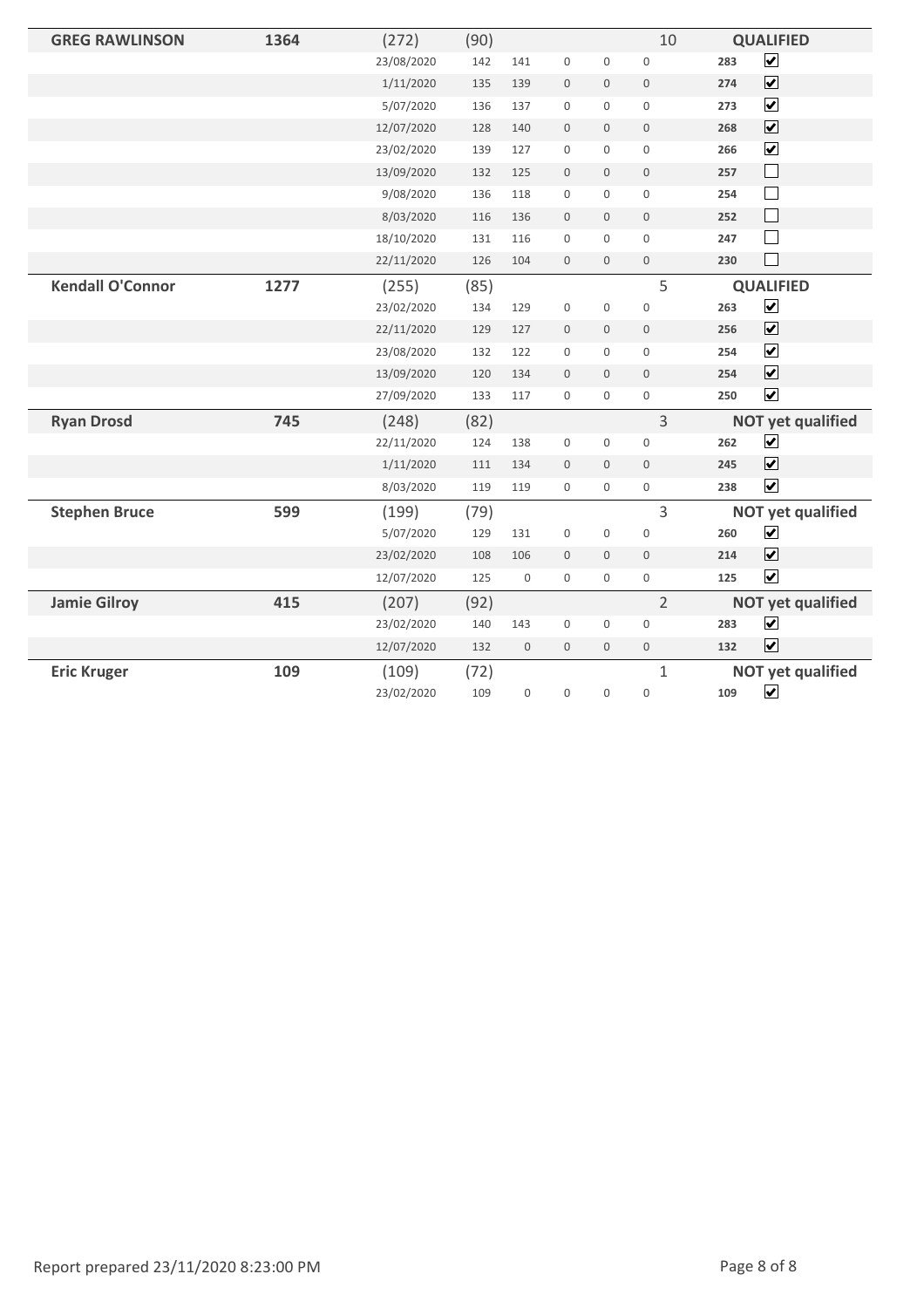| | | | | | | | | | | |
|---|---|---|---|---|---|---|---|---|---|---|
| **GREG RAWLINSON** | **1364** | (272) | (90) | | | | | 10 | | **QUALIFIED** |
| | | 23/08/2020 | 142 | 141 | 0 | 0 | 0 | | **283** | ☑ |
| | | 1/11/2020 | 135 | 139 | 0 | 0 | 0 | | **274** | ☑ |
| | | 5/07/2020 | 136 | 137 | 0 | 0 | 0 | | **273** | ☑ |
| | | 12/07/2020 | 128 | 140 | 0 | 0 | 0 | | **268** | ☑ |
| | | 23/02/2020 | 139 | 127 | 0 | 0 | 0 | | **266** | ☑ |
| | | 13/09/2020 | 132 | 125 | 0 | 0 | 0 | | **257** | ☐ |
| | | 9/08/2020 | 136 | 118 | 0 | 0 | 0 | | **254** | ☐ |
| | | 8/03/2020 | 116 | 136 | 0 | 0 | 0 | | **252** | ☐ |
| | | 18/10/2020 | 131 | 116 | 0 | 0 | 0 | | **247** | ☐ |
| | | 22/11/2020 | 126 | 104 | 0 | 0 | 0 | | **230** | ☐ |
| **Kendall O'Connor** | **1277** | (255) | (85) | | | | | 5 | | **QUALIFIED** |
| | | 23/02/2020 | 134 | 129 | 0 | 0 | 0 | | **263** | ☑ |
| | | 22/11/2020 | 129 | 127 | 0 | 0 | 0 | | **256** | ☑ |
| | | 23/08/2020 | 132 | 122 | 0 | 0 | 0 | | **254** | ☑ |
| | | 13/09/2020 | 120 | 134 | 0 | 0 | 0 | | **254** | ☑ |
| | | 27/09/2020 | 133 | 117 | 0 | 0 | 0 | | **250** | ☑ |
| **Ryan Drosd** | **745** | (248) | (82) | | | | | 3 | | **NOT yet qualified** |
| | | 22/11/2020 | 124 | 138 | 0 | 0 | 0 | | **262** | ☑ |
| | | 1/11/2020 | 111 | 134 | 0 | 0 | 0 | | **245** | ☑ |
| | | 8/03/2020 | 119 | 119 | 0 | 0 | 0 | | **238** | ☑ |
| **Stephen Bruce** | **599** | (199) | (79) | | | | | 3 | | **NOT yet qualified** |
| | | 5/07/2020 | 129 | 131 | 0 | 0 | 0 | | **260** | ☑ |
| | | 23/02/2020 | 108 | 106 | 0 | 0 | 0 | | **214** | ☑ |
| | | 12/07/2020 | 125 | 0 | 0 | 0 | 0 | | **125** | ☑ |
| **Jamie Gilroy** | **415** | (207) | (92) | | | | | 2 | | **NOT yet qualified** |
| | | 23/02/2020 | 140 | 143 | 0 | 0 | 0 | | **283** | ☑ |
| | | 12/07/2020 | 132 | 0 | 0 | 0 | 0 | | **132** | ☑ |
| **Eric Kruger** | **109** | (109) | (72) | | | | | 1 | | **NOT yet qualified** |
| | | 23/02/2020 | 109 | 0 | 0 | 0 | 0 | | **109** | ☑ |

Report prepared 23/11/2020 8:23:00 PM